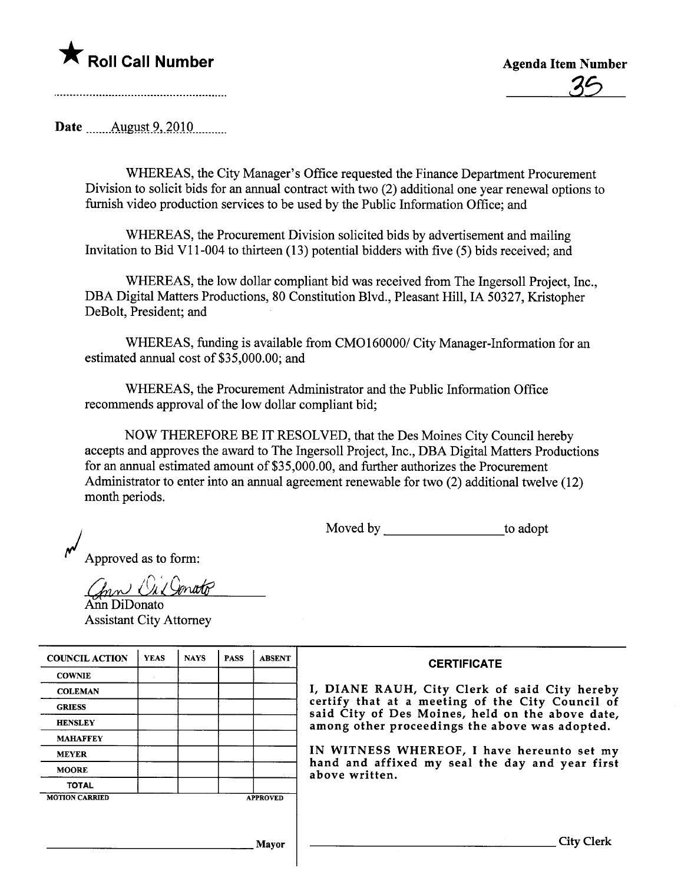★ **Roll Call Number**

**Agenda Item Number**

35

Date August 9, 2010

WHEREAS, the City Manager's Office requested the Finance Department Procurement Division to solicit bids for an annual contract with two (2) additional one year renewal options to furnish video production services to be used by the Public Information Office; and

WHEREAS, the Procurement Division solicited bids by advertisement and mailing Invitation to Bid V11-004 to thirteen (13) potential bidders with five (5) bids received; and

WHEREAS, the low dollar compliant bid was received from The Ingersoll Project, Inc., DBA Digital Matters Productions, 80 Constitution Blvd., Pleasant Hill, IA 50327, Kristopher DeBolt, President; and

WHEREAS, funding is available from CMO160000/ City Manager-Information for an estimated annual cost of $35,000.00; and

WHEREAS, the Procurement Administrator and the Public Information Office recommends approval of the low dollar compliant bid;

NOW THEREFORE BE IT RESOLVED, that the Des Moines City Council hereby accepts and approves the award to The Ingersoll Project, Inc., DBA Digital Matters Productions for an annual estimated amount of $35,000.00, and further authorizes the Procurement Administrator to enter into an annual agreement renewable for two (2) additional twelve (12) month periods.

Moved by ________________ to adopt

Approved as to form:

Ann DiDonato
Assistant City Attorney

| COUNCIL ACTION | YEAS | NAYS | PASS | ABSENT |
|---|---|---|---|---|
| COWNIE | | | | |
| COLEMAN | | | | |
| GRIESS | | | | |
| HENSLEY | | | | |
| MAHAFFEY | | | | |
| MEYER | | | | |
| MOORE | | | | |
| TOTAL | | | | |
| MOTION CARRIED | | | | APPROVED |

________________ Mayor

**CERTIFICATE**

I, DIANE RAUH, City Clerk of said City hereby certify that at a meeting of the City Council of said City of Des Moines, held on the above date, among other proceedings the above was adopted.

IN WITNESS WHEREOF, I have hereunto set my hand and affixed my seal the day and year first above written.

________________ City Clerk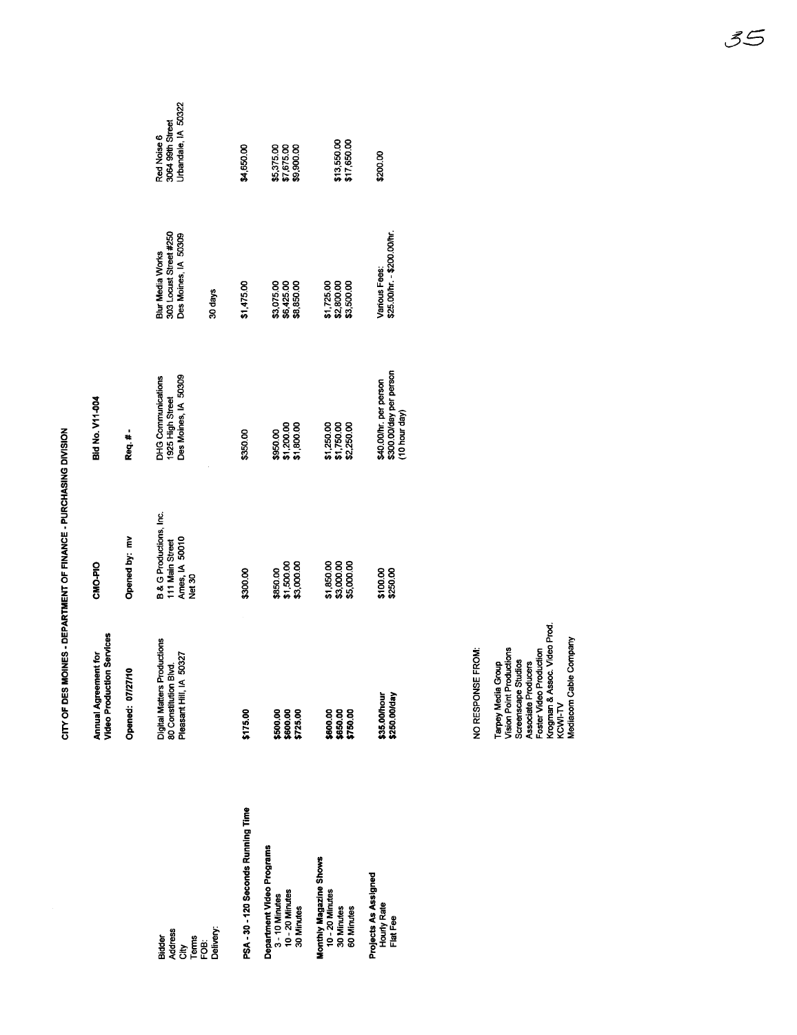# CITY OF DES MOINES - DEPARTMENT OF FINANCE - PURCHASING DIVISION

| Annual Agreement for Video Production Services | CMO-PIO | Bid No. V11-004 |
|---|---|---|
| Opened: 07/27/10 | Opened by: mv | Req. # - |

| | | | | | |
|---|---|---|---|---|---|
| Bidder | Digital Matters Productions | B & G Productions, Inc. | DHG Communications | Blur Media Works | Red Noise 6 |
| Address | 80 Constitution Blvd. | 111 Main Street | 1925 High Street | 303 Locust Street #250 | 3064 99th Street |
| City | Pleasant Hill, IA 50327 | Ames, IA 50010 | Des Moines, IA 50309 | Des Moines, IA 50309 | Urbandale, IA 50322 |
| Terms | | Net 30 | | | |
| FOB: | | | | | |
| Delivery: | | | | 30 days | |
| **PSA - 30 - 120 Seconds Running Time** | $175.00 | $300.00 | $350.00 | $1,475.00 | $4,650.00 |
| **Department Video Programs** | | | | | |
| 3 - 10 Minutes | $500.00 | $850.00 | $950.00 | $3,075.00 | $5,375.00 |
| 10 - 20 Minutes | $600.00 | $1,500.00 | $1,200.00 | $6,425.00 | $7,675.00 |
| 30 Minutes | $725.00 | $3,000.00 | $1,800.00 | $8,850.00 | $9,900.00 |
| **Monthly Magazine Shows** | | | | | |
| 10 - 20 Minutes | $600.00 | $1,850.00 | $1,250.00 | $1,725.00 | |
| 30 Minutes | $650.00 | $3,000.00 | $1,750.00 | $2,800.00 | $13,550.00 |
| 60 Minutes | $750.00 | $5,000.00 | $2,250.00 | $3,500.00 | $17,650.00 |
| **Projects As Assigned** | | | | | |
| Hourly Rate | $35.00/hour | $100.00 | $40.00/hr. per person | Various Fees: | $200.00 |
| Flat Fee | $250.00/day | $250.00 | $300.00/day per person (10 hour day) | $25.00/hr. - $200.00/hr. | |

NO RESPONSE FROM:

Tarpey Media Group
Vision Point Productions
Screenscape Studios
Associate Producers
Foster Video Production
Krogman & Assoc. Video Prod.
KCWI-TV
Mediacom Cable Company